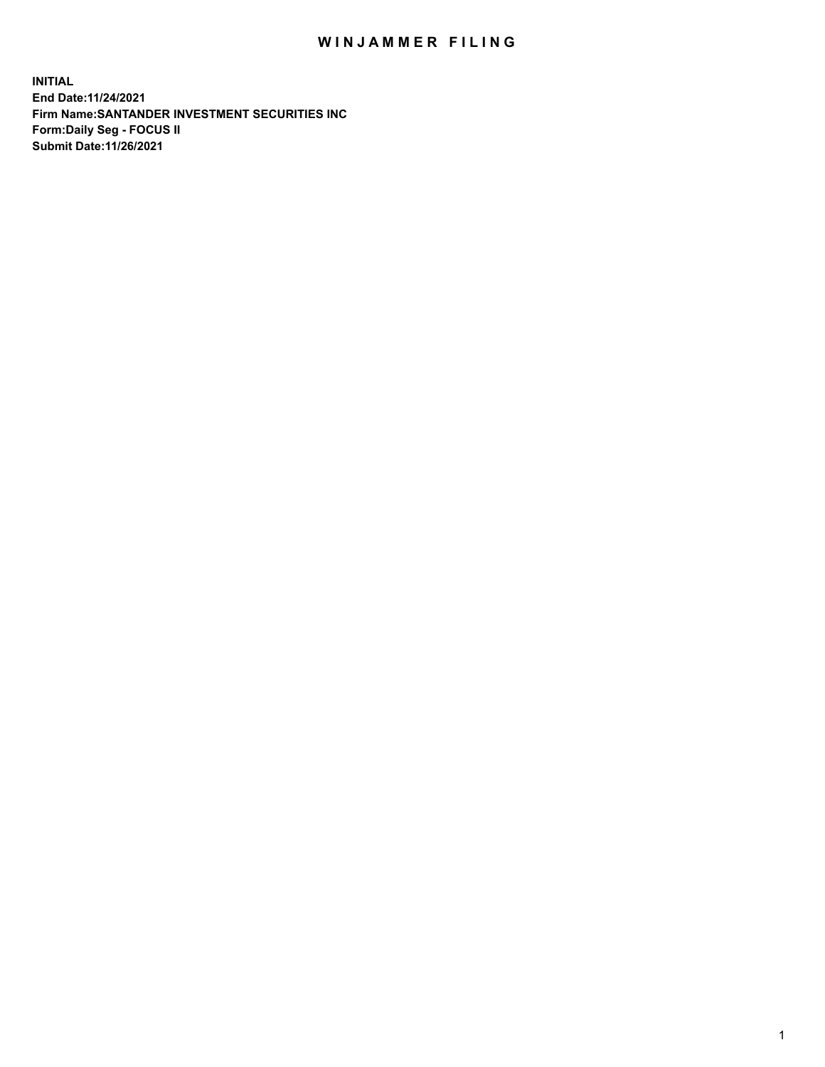# WINJAMMER FILING

**INITIAL**
**End Date:11/24/2021**
**Firm Name:SANTANDER INVESTMENT SECURITIES INC**
**Form:Daily Seg - FOCUS II**
**Submit Date:11/26/2021**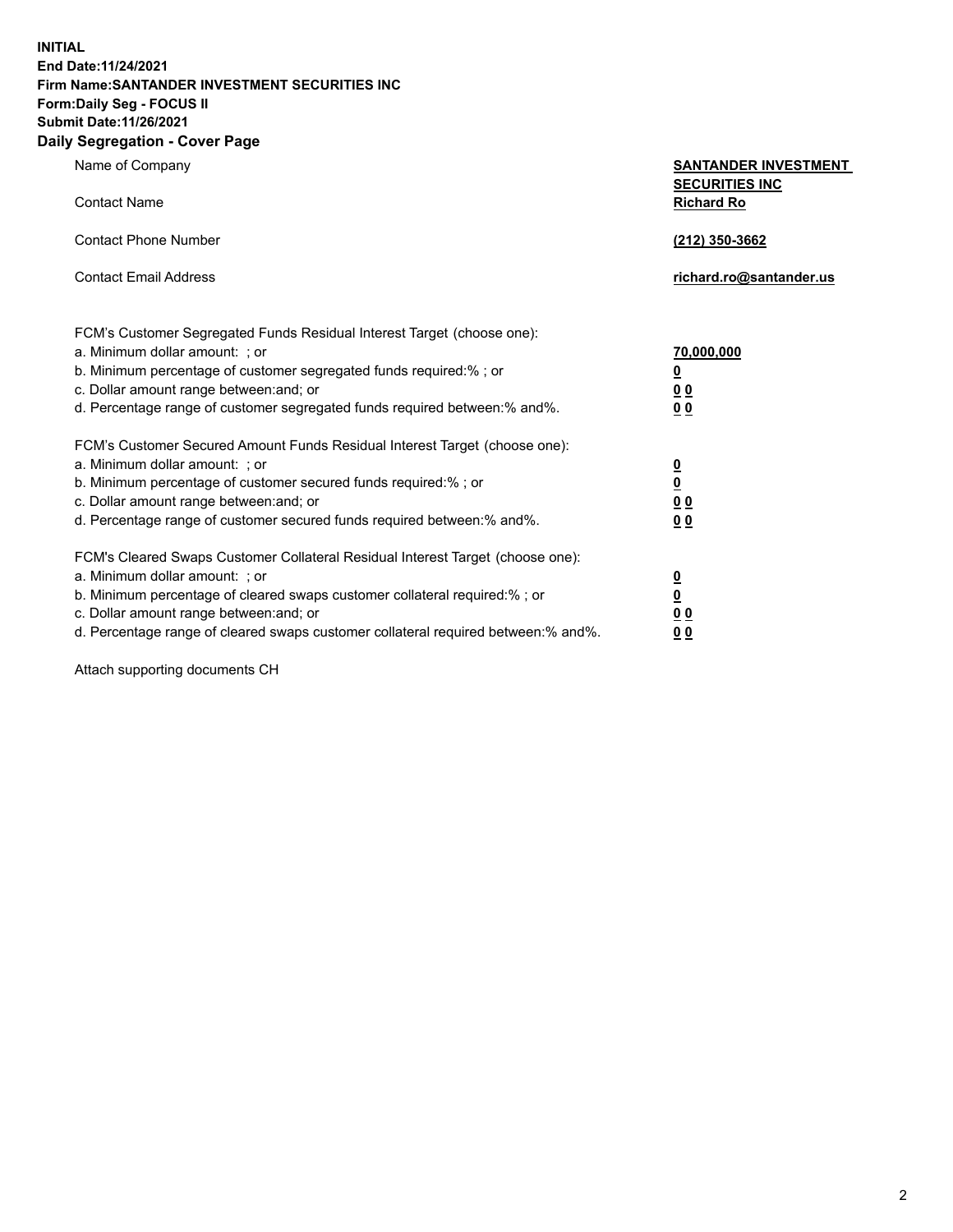**INITIAL**
**End Date:11/24/2021**
**Firm Name:SANTANDER INVESTMENT SECURITIES INC**
**Form:Daily Seg - FOCUS II**
**Submit Date:11/26/2021**

## Daily Segregation - Cover Page

| | |
|---|---|
| Name of Company | **SANTANDER INVESTMENT SECURITIES INC** |
| Contact Name | **Richard Ro** |
| Contact Phone Number | **(212) 350-3662** |
| Contact Email Address | **richard.ro@santander.us** |

| | |
|---|---|
| FCM's Customer Segregated Funds Residual Interest Target (choose one): | |
| a. Minimum dollar amount: ; or | **70,000,000** |
| b. Minimum percentage of customer segregated funds required:% ; or | **0** |
| c. Dollar amount range between:and; or | **0 0** |
| d. Percentage range of customer segregated funds required between:% and%. | **0 0** |
| FCM's Customer Secured Amount Funds Residual Interest Target (choose one): | |
| a. Minimum dollar amount: ; or | **0** |
| b. Minimum percentage of customer secured funds required:% ; or | **0** |
| c. Dollar amount range between:and; or | **0 0** |
| d. Percentage range of customer secured funds required between:% and%. | **0 0** |
| FCM's Cleared Swaps Customer Collateral Residual Interest Target (choose one): | |
| a. Minimum dollar amount: ; or | **0** |
| b. Minimum percentage of cleared swaps customer collateral required:% ; or | **0** |
| c. Dollar amount range between:and; or | **0 0** |
| d. Percentage range of cleared swaps customer collateral required between:% and%. | **0 0** |

Attach supporting documents CH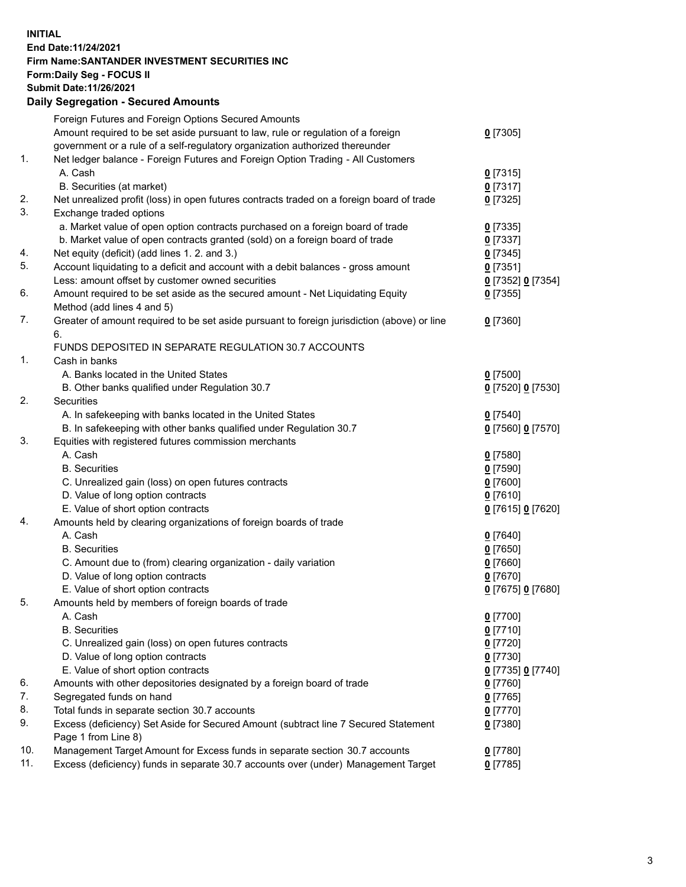**INITIAL**
**End Date:11/24/2021**
**Firm Name:SANTANDER INVESTMENT SECURITIES INC**
**Form:Daily Seg - FOCUS II**
**Submit Date:11/26/2021**

### Daily Segregation - Secured Amounts

| | | |
|---|---|---|
| | Foreign Futures and Foreign Options Secured Amounts | |
| | Amount required to be set aside pursuant to law, rule or regulation of a foreign government or a rule of a self-regulatory organization authorized thereunder | 0 [7305] |
| 1. | Net ledger balance - Foreign Futures and Foreign Option Trading - All Customers | |
| | A. Cash | 0 [7315] |
| | B. Securities (at market) | 0 [7317] |
| 2. | Net unrealized profit (loss) in open futures contracts traded on a foreign board of trade | 0 [7325] |
| 3. | Exchange traded options | |
| | a. Market value of open option contracts purchased on a foreign board of trade | 0 [7335] |
| | b. Market value of open contracts granted (sold) on a foreign board of trade | 0 [7337] |
| 4. | Net equity (deficit) (add lines 1. 2. and 3.) | 0 [7345] |
| 5. | Account liquidating to a deficit and account with a debit balances - gross amount | 0 [7351] |
| | Less: amount offset by customer owned securities | 0 [7352] 0 [7354] |
| 6. | Amount required to be set aside as the secured amount - Net Liquidating Equity Method (add lines 4 and 5) | 0 [7355] |
| 7. | Greater of amount required to be set aside pursuant to foreign jurisdiction (above) or line 6. | 0 [7360] |
| | FUNDS DEPOSITED IN SEPARATE REGULATION 30.7 ACCOUNTS | |
| 1. | Cash in banks | |
| | A. Banks located in the United States | 0 [7500] |
| | B. Other banks qualified under Regulation 30.7 | 0 [7520] 0 [7530] |
| 2. | Securities | |
| | A. In safekeeping with banks located in the United States | 0 [7540] |
| | B. In safekeeping with other banks qualified under Regulation 30.7 | 0 [7560] 0 [7570] |
| 3. | Equities with registered futures commission merchants | |
| | A. Cash | 0 [7580] |
| | B. Securities | 0 [7590] |
| | C. Unrealized gain (loss) on open futures contracts | 0 [7600] |
| | D. Value of long option contracts | 0 [7610] |
| | E. Value of short option contracts | 0 [7615] 0 [7620] |
| 4. | Amounts held by clearing organizations of foreign boards of trade | |
| | A. Cash | 0 [7640] |
| | B. Securities | 0 [7650] |
| | C. Amount due to (from) clearing organization - daily variation | 0 [7660] |
| | D. Value of long option contracts | 0 [7670] |
| | E. Value of short option contracts | 0 [7675] 0 [7680] |
| 5. | Amounts held by members of foreign boards of trade | |
| | A. Cash | 0 [7700] |
| | B. Securities | 0 [7710] |
| | C. Unrealized gain (loss) on open futures contracts | 0 [7720] |
| | D. Value of long option contracts | 0 [7730] |
| | E. Value of short option contracts | 0 [7735] 0 [7740] |
| 6. | Amounts with other depositories designated by a foreign board of trade | 0 [7760] |
| 7. | Segregated funds on hand | 0 [7765] |
| 8. | Total funds in separate section 30.7 accounts | 0 [7770] |
| 9. | Excess (deficiency) Set Aside for Secured Amount (subtract line 7 Secured Statement Page 1 from Line 8) | 0 [7380] |
| 10. | Management Target Amount for Excess funds in separate section 30.7 accounts | 0 [7780] |
| 11. | Excess (deficiency) funds in separate 30.7 accounts over (under) Management Target | 0 [7785] |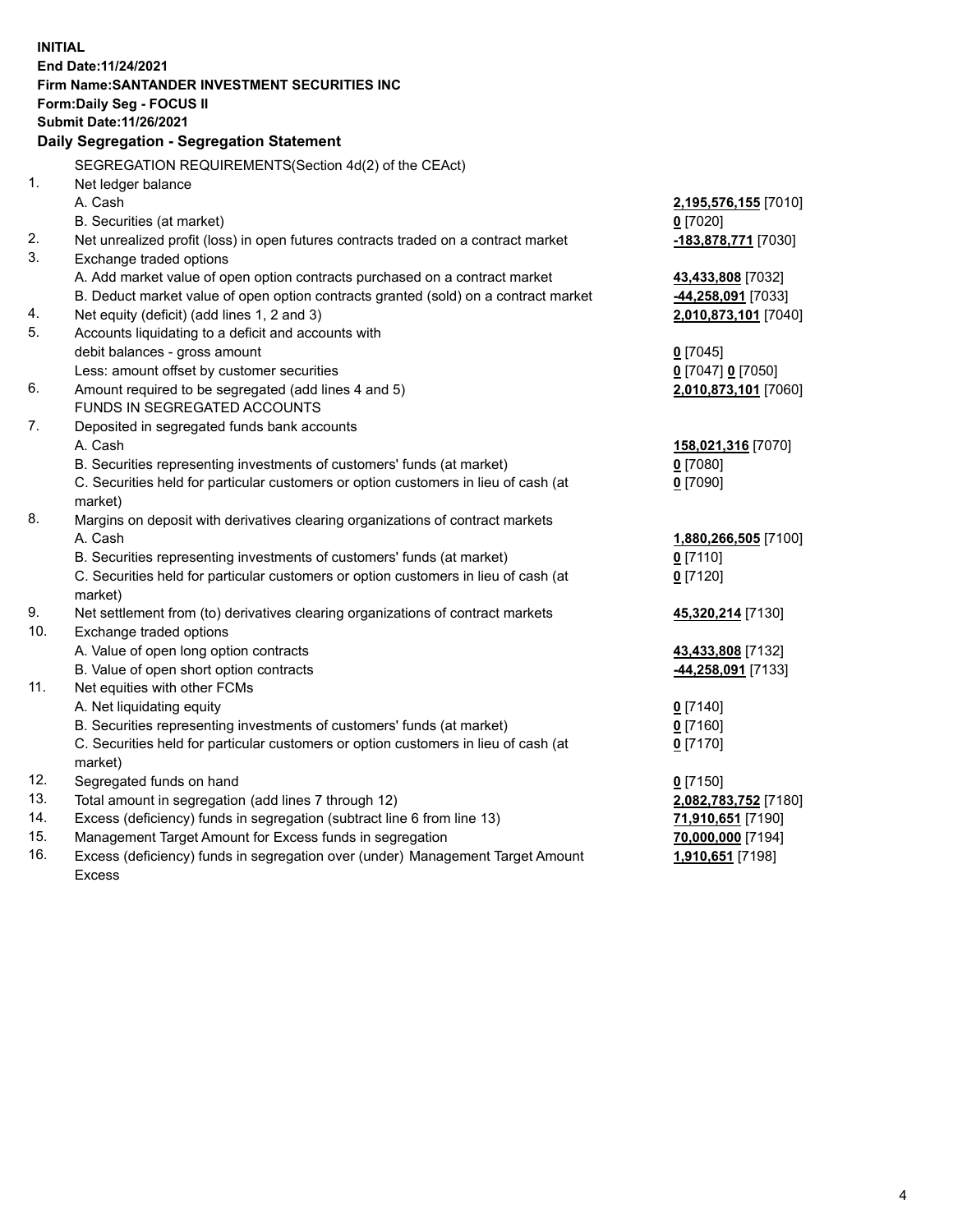**INITIAL**
**End Date:11/24/2021**
**Firm Name:SANTANDER INVESTMENT SECURITIES INC**
**Form:Daily Seg - FOCUS II**
**Submit Date:11/26/2021**

### Daily Segregation - Segregation Statement

| | | |
|---|---|---|
| | SEGREGATION REQUIREMENTS(Section 4d(2) of the CEAct) | |
| 1. | Net ledger balance | |
| | A. Cash | **2,195,576,155** [7010] |
| | B. Securities (at market) | **0** [7020] |
| 2. | Net unrealized profit (loss) in open futures contracts traded on a contract market | **-183,878,771** [7030] |
| 3. | Exchange traded options | |
| | A. Add market value of open option contracts purchased on a contract market | **43,433,808** [7032] |
| | B. Deduct market value of open option contracts granted (sold) on a contract market | **-44,258,091** [7033] |
| 4. | Net equity (deficit) (add lines 1, 2 and 3) | **2,010,873,101** [7040] |
| 5. | Accounts liquidating to a deficit and accounts with debit balances - gross amount | **0** [7045] |
| | Less: amount offset by customer securities | **0** [7047] **0** [7050] |
| 6. | Amount required to be segregated (add lines 4 and 5) | **2,010,873,101** [7060] |
| | FUNDS IN SEGREGATED ACCOUNTS | |
| 7. | Deposited in segregated funds bank accounts | |
| | A. Cash | **158,021,316** [7070] |
| | B. Securities representing investments of customers' funds (at market) | **0** [7080] |
| | C. Securities held for particular customers or option customers in lieu of cash (at market) | **0** [7090] |
| 8. | Margins on deposit with derivatives clearing organizations of contract markets | |
| | A. Cash | **1,880,266,505** [7100] |
| | B. Securities representing investments of customers' funds (at market) | **0** [7110] |
| | C. Securities held for particular customers or option customers in lieu of cash (at market) | **0** [7120] |
| 9. | Net settlement from (to) derivatives clearing organizations of contract markets | **45,320,214** [7130] |
| 10. | Exchange traded options | |
| | A. Value of open long option contracts | **43,433,808** [7132] |
| | B. Value of open short option contracts | **-44,258,091** [7133] |
| 11. | Net equities with other FCMs | |
| | A. Net liquidating equity | **0** [7140] |
| | B. Securities representing investments of customers' funds (at market) | **0** [7160] |
| | C. Securities held for particular customers or option customers in lieu of cash (at market) | **0** [7170] |
| 12. | Segregated funds on hand | **0** [7150] |
| 13. | Total amount in segregation (add lines 7 through 12) | **2,082,783,752** [7180] |
| 14. | Excess (deficiency) funds in segregation (subtract line 6 from line 13) | **71,910,651** [7190] |
| 15. | Management Target Amount for Excess funds in segregation | **70,000,000** [7194] |
| 16. | Excess (deficiency) funds in segregation over (under) Management Target Amount Excess | **1,910,651** [7198] |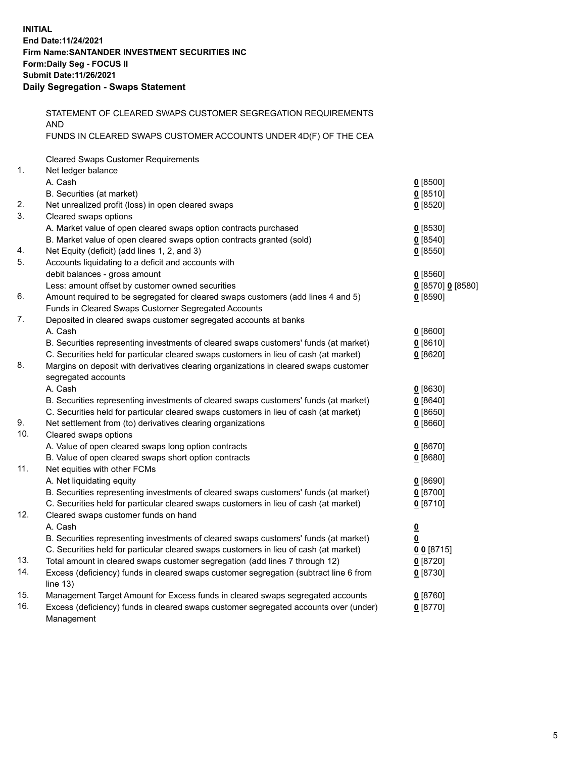**INITIAL**
**End Date:11/24/2021**
**Firm Name:SANTANDER INVESTMENT SECURITIES INC**
**Form:Daily Seg - FOCUS II**
**Submit Date:11/26/2021**
**Daily Segregation - Swaps Statement**

STATEMENT OF CLEARED SWAPS CUSTOMER SEGREGATION REQUIREMENTS AND FUNDS IN CLEARED SWAPS CUSTOMER ACCOUNTS UNDER 4D(F) OF THE CEA

| | | |
|---|---|---|
| | Cleared Swaps Customer Requirements | |
| 1. | Net ledger balance | |
| | A. Cash | 0 [8500] |
| | B. Securities (at market) | 0 [8510] |
| 2. | Net unrealized profit (loss) in open cleared swaps | 0 [8520] |
| 3. | Cleared swaps options | |
| | A. Market value of open cleared swaps option contracts purchased | 0 [8530] |
| | B. Market value of open cleared swaps option contracts granted (sold) | 0 [8540] |
| 4. | Net Equity (deficit) (add lines 1, 2, and 3) | 0 [8550] |
| 5. | Accounts liquidating to a deficit and accounts with | |
| | debit balances - gross amount | 0 [8560] |
| | Less: amount offset by customer owned securities | 0 [8570] 0 [8580] |
| 6. | Amount required to be segregated for cleared swaps customers (add lines 4 and 5) | 0 [8590] |
| | Funds in Cleared Swaps Customer Segregated Accounts | |
| 7. | Deposited in cleared swaps customer segregated accounts at banks | |
| | A. Cash | 0 [8600] |
| | B. Securities representing investments of cleared swaps customers' funds (at market) | 0 [8610] |
| | C. Securities held for particular cleared swaps customers in lieu of cash (at market) | 0 [8620] |
| 8. | Margins on deposit with derivatives clearing organizations in cleared swaps customer segregated accounts | |
| | A. Cash | 0 [8630] |
| | B. Securities representing investments of cleared swaps customers' funds (at market) | 0 [8640] |
| | C. Securities held for particular cleared swaps customers in lieu of cash (at market) | 0 [8650] |
| 9. | Net settlement from (to) derivatives clearing organizations | 0 [8660] |
| 10. | Cleared swaps options | |
| | A. Value of open cleared swaps long option contracts | 0 [8670] |
| | B. Value of open cleared swaps short option contracts | 0 [8680] |
| 11. | Net equities with other FCMs | |
| | A. Net liquidating equity | 0 [8690] |
| | B. Securities representing investments of cleared swaps customers' funds (at market) | 0 [8700] |
| | C. Securities held for particular cleared swaps customers in lieu of cash (at market) | 0 [8710] |
| 12. | Cleared swaps customer funds on hand | |
| | A. Cash | 0 |
| | B. Securities representing investments of cleared swaps customers' funds (at market) | 0 |
| | C. Securities held for particular cleared swaps customers in lieu of cash (at market) | 0 0 [8715] |
| 13. | Total amount in cleared swaps customer segregation (add lines 7 through 12) | 0 [8720] |
| 14. | Excess (deficiency) funds in cleared swaps customer segregation (subtract line 6 from line 13) | 0 [8730] |
| 15. | Management Target Amount for Excess funds in cleared swaps segregated accounts | 0 [8760] |
| 16. | Excess (deficiency) funds in cleared swaps customer segregated accounts over (under) Management | 0 [8770] |